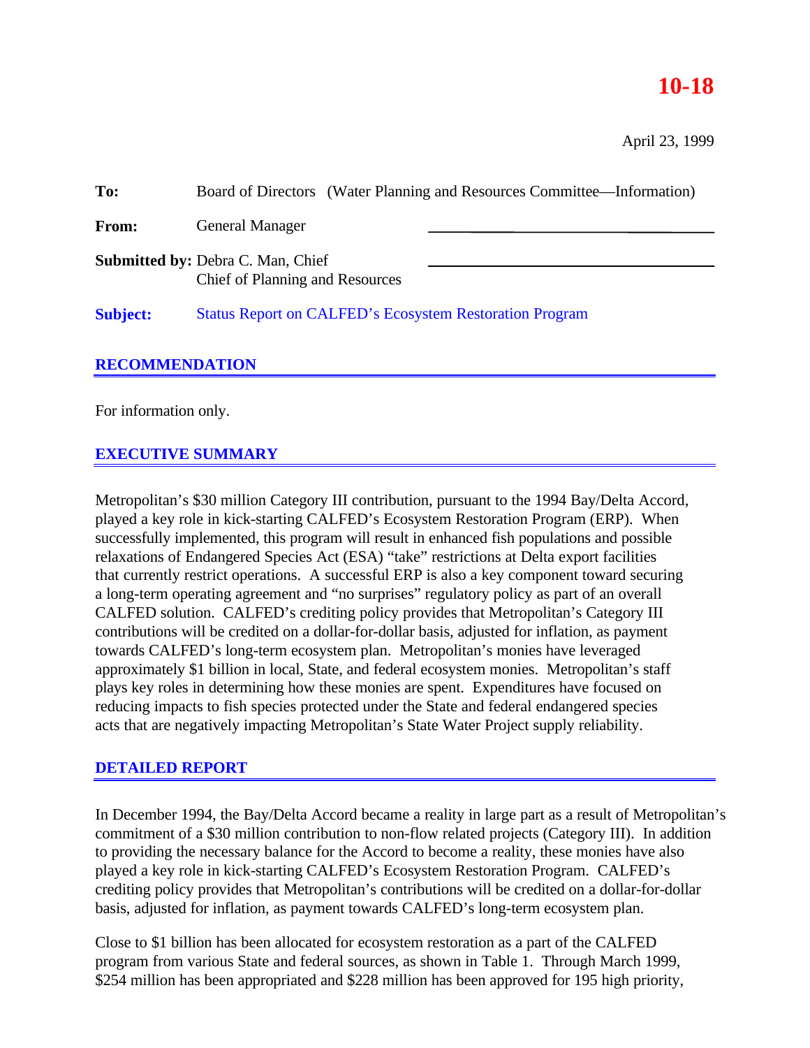**10-18**

April 23, 1999

**To:** Board of Directors (Water Planning and Resources Committee—Information)

**From:** General Manager

**Submitted by:** Debra C. Man, Chief
Chief of Planning and Resources

**Subject:** Status Report on CALFED's Ecosystem Restoration Program

## RECOMMENDATION

For information only.

## EXECUTIVE SUMMARY

Metropolitan's $30 million Category III contribution, pursuant to the 1994 Bay/Delta Accord, played a key role in kick-starting CALFED's Ecosystem Restoration Program (ERP). When successfully implemented, this program will result in enhanced fish populations and possible relaxations of Endangered Species Act (ESA) "take" restrictions at Delta export facilities that currently restrict operations. A successful ERP is also a key component toward securing a long-term operating agreement and "no surprises" regulatory policy as part of an overall CALFED solution. CALFED's crediting policy provides that Metropolitan's Category III contributions will be credited on a dollar-for-dollar basis, adjusted for inflation, as payment towards CALFED's long-term ecosystem plan. Metropolitan's monies have leveraged approximately $1 billion in local, State, and federal ecosystem monies. Metropolitan's staff plays key roles in determining how these monies are spent. Expenditures have focused on reducing impacts to fish species protected under the State and federal endangered species acts that are negatively impacting Metropolitan's State Water Project supply reliability.

## DETAILED REPORT

In December 1994, the Bay/Delta Accord became a reality in large part as a result of Metropolitan's commitment of a $30 million contribution to non-flow related projects (Category III). In addition to providing the necessary balance for the Accord to become a reality, these monies have also played a key role in kick-starting CALFED's Ecosystem Restoration Program. CALFED's crediting policy provides that Metropolitan's contributions will be credited on a dollar-for-dollar basis, adjusted for inflation, as payment towards CALFED's long-term ecosystem plan.

Close to $1 billion has been allocated for ecosystem restoration as a part of the CALFED program from various State and federal sources, as shown in Table 1. Through March 1999, $254 million has been appropriated and $228 million has been approved for 195 high priority,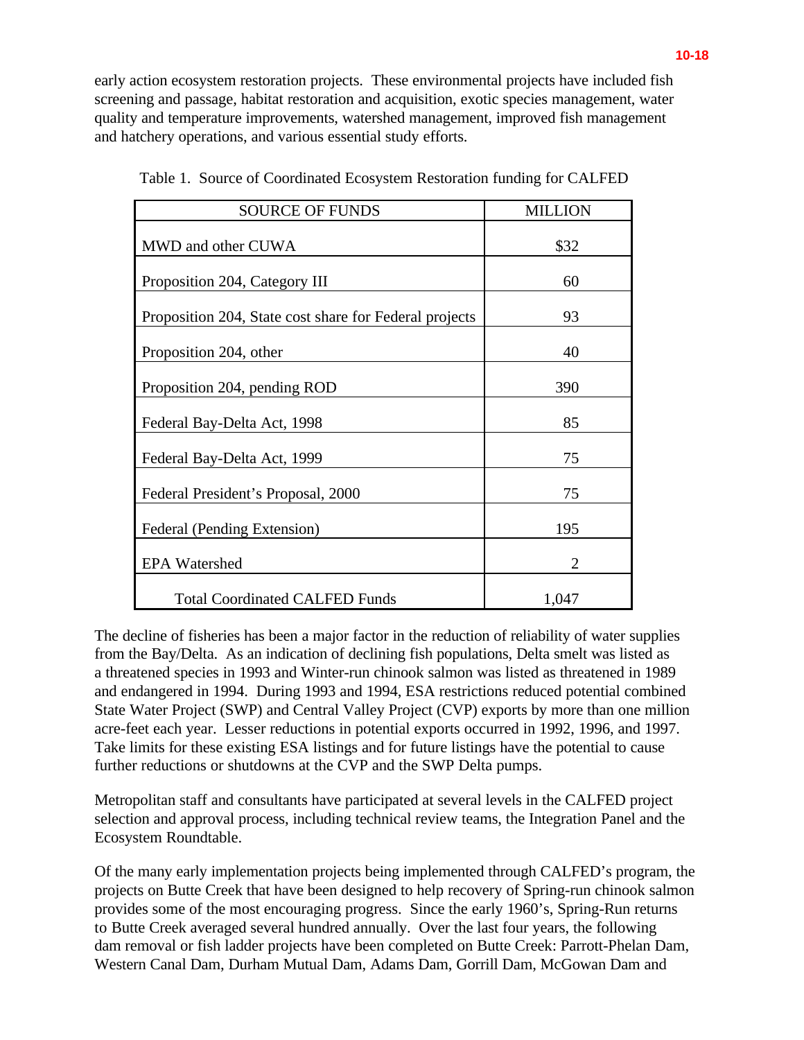early action ecosystem restoration projects. These environmental projects have included fish screening and passage, habitat restoration and acquisition, exotic species management, water quality and temperature improvements, watershed management, improved fish management and hatchery operations, and various essential study efforts.

Table 1. Source of Coordinated Ecosystem Restoration funding for CALFED

| SOURCE OF FUNDS | MILLION |
|---|---|
| MWD and other CUWA | $32 |
| Proposition 204, Category III | 60 |
| Proposition 204, State cost share for Federal projects | 93 |
| Proposition 204, other | 40 |
| Proposition 204, pending ROD | 390 |
| Federal Bay-Delta Act, 1998 | 85 |
| Federal Bay-Delta Act, 1999 | 75 |
| Federal President's Proposal, 2000 | 75 |
| Federal (Pending Extension) | 195 |
| EPA Watershed | 2 |
| Total Coordinated CALFED Funds | 1,047 |

The decline of fisheries has been a major factor in the reduction of reliability of water supplies from the Bay/Delta. As an indication of declining fish populations, Delta smelt was listed as a threatened species in 1993 and Winter-run chinook salmon was listed as threatened in 1989 and endangered in 1994. During 1993 and 1994, ESA restrictions reduced potential combined State Water Project (SWP) and Central Valley Project (CVP) exports by more than one million acre-feet each year. Lesser reductions in potential exports occurred in 1992, 1996, and 1997. Take limits for these existing ESA listings and for future listings have the potential to cause further reductions or shutdowns at the CVP and the SWP Delta pumps.

Metropolitan staff and consultants have participated at several levels in the CALFED project selection and approval process, including technical review teams, the Integration Panel and the Ecosystem Roundtable.

Of the many early implementation projects being implemented through CALFED's program, the projects on Butte Creek that have been designed to help recovery of Spring-run chinook salmon provides some of the most encouraging progress. Since the early 1960's, Spring-Run returns to Butte Creek averaged several hundred annually. Over the last four years, the following dam removal or fish ladder projects have been completed on Butte Creek: Parrott-Phelan Dam, Western Canal Dam, Durham Mutual Dam, Adams Dam, Gorrill Dam, McGowan Dam and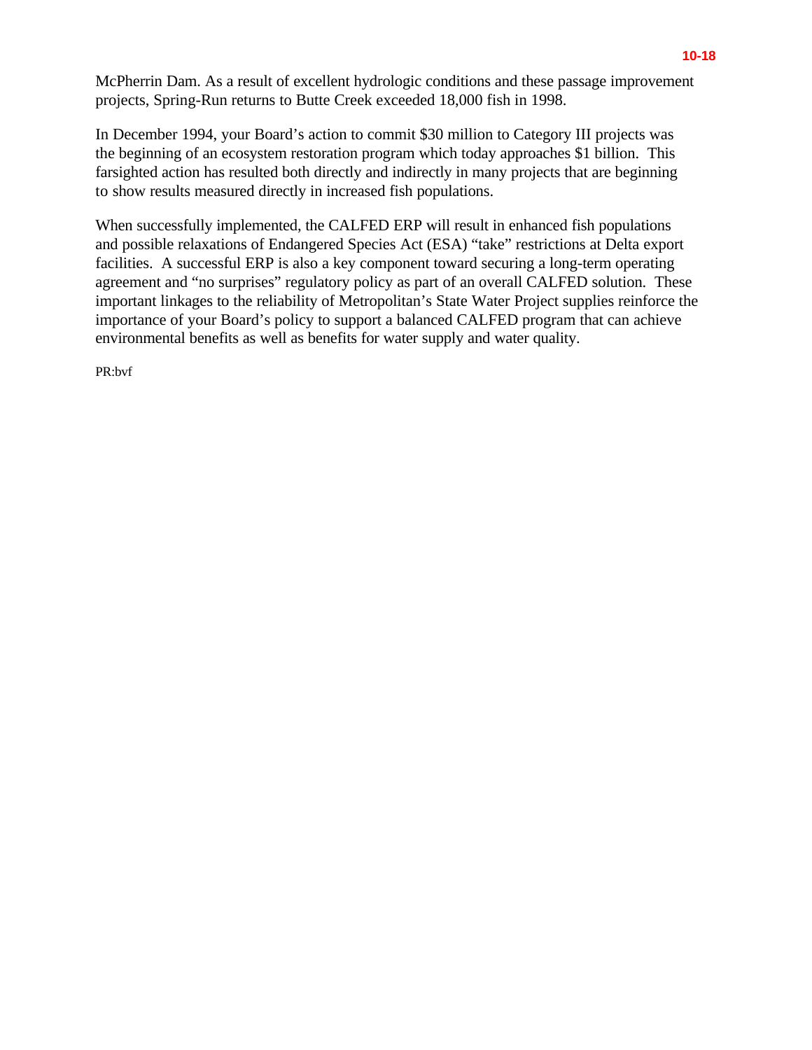McPherrin Dam. As a result of excellent hydrologic conditions and these passage improvement projects, Spring-Run returns to Butte Creek exceeded 18,000 fish in 1998.

In December 1994, your Board's action to commit $30 million to Category III projects was the beginning of an ecosystem restoration program which today approaches $1 billion. This farsighted action has resulted both directly and indirectly in many projects that are beginning to show results measured directly in increased fish populations.

When successfully implemented, the CALFED ERP will result in enhanced fish populations and possible relaxations of Endangered Species Act (ESA) "take" restrictions at Delta export facilities. A successful ERP is also a key component toward securing a long-term operating agreement and "no surprises" regulatory policy as part of an overall CALFED solution. These important linkages to the reliability of Metropolitan's State Water Project supplies reinforce the importance of your Board's policy to support a balanced CALFED program that can achieve environmental benefits as well as benefits for water supply and water quality.

PR:bvf